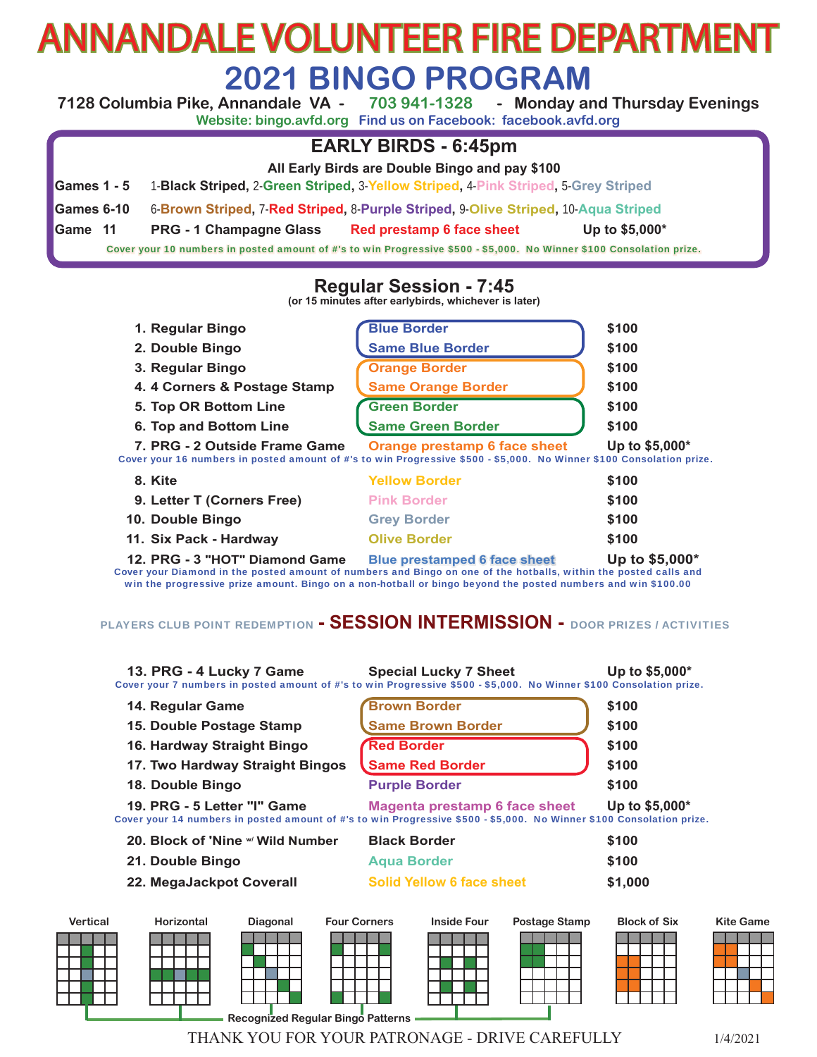# ANNANDALE VOLUNTEER FIRE DEPARTMENT

## 2021 BINGO PROGRAM

**7128 Columbia Pike, Annandale VA - 703 941-1328 - Monday and Thursday Evenings**

Website: bingo.avfd.org Find us on Facebook: facebook.avfd.org

### EARLY BIRDS - 6:45pm

All Early Birds are Double Bingo and pay $100

| | | | |
|---|---|---|---|
| Games 1 - 5 | 1-Black Striped, 2-Green Striped, 3-Yellow Striped, 4-Pink Striped, 5-Grey Striped | | |
| Games 6-10 | 6-Brown Striped, 7-Red Striped, 8-Purple Striped, 9-Olive Striped, 10-Aqua Striped | | |
| Game 11 | PRG - 1 Champagne Glass | Red prestamp 6 face sheet | Up to $5,000* |

Cover your 10 numbers in posted amount of #'s to win Progressive $500 - $5,000. No Winner $100 Consolation prize.

### Regular Session - 7:45

(or 15 minutes after earlybirds, whichever is later)

| Game | Sheet | Prize |
|---|---|---|
| 1. Regular Bingo | Blue Border | $100 |
| 2. Double Bingo | Same Blue Border | $100 |
| 3. Regular Bingo | Orange Border | $100 |
| 4. 4 Corners & Postage Stamp | Same Orange Border | $100 |
| 5. Top OR Bottom Line | Green Border | $100 |
| 6. Top and Bottom Line | Same Green Border | $100 |
| 7. PRG - 2 Outside Frame Game | Orange prestamp 6 face sheet | Up to $5,000* |

Cover your 16 numbers in posted amount of #'s to win Progressive $500 - $5,000. No Winner $100 Consolation prize.

| Game | Sheet | Prize |
|---|---|---|
| 8. Kite | Yellow Border | $100 |
| 9. Letter T (Corners Free) | Pink Border | $100 |
| 10. Double Bingo | Grey Border | $100 |
| 11. Six Pack - Hardway | Olive Border | $100 |
| 12. PRG - 3 "HOT" Diamond Game | Blue prestamped 6 face sheet | Up to $5,000* |

Cover your Diamond in the posted amount of numbers and Bingo on one of the hotballs, within the posted calls and win the progressive prize amount. Bingo on a non-hotball or bingo beyond the posted numbers and win $100.00

PLAYERS CLUB POINT REDEMPTION **- SESSION INTERMISSION -** DOOR PRIZES / ACTIVITIES

| Game | Sheet | Prize |
|---|---|---|
| 13. PRG - 4 Lucky 7 Game | Special Lucky 7 Sheet | Up to $5,000* |

Cover your 7 numbers in posted amount of #'s to win Progressive $500 - $5,000. No Winner $100 Consolation prize.

| Game | Sheet | Prize |
|---|---|---|
| 14. Regular Game | Brown Border | $100 |
| 15. Double Postage Stamp | Same Brown Border | $100 |
| 16. Hardway Straight Bingo | Red Border | $100 |
| 17. Two Hardway Straight Bingos | Same Red Border | $100 |
| 18. Double Bingo | Purple Border | $100 |
| 19. PRG - 5 Letter "I" Game | Magenta prestamp 6 face sheet | Up to $5,000* |

Cover your 14 numbers in posted amount of #'s to win Progressive $500 - $5,000. No Winner $100 Consolation prize.

| Game | Sheet | Prize |
|---|---|---|
| 20. Block of 'Nine w/ Wild Number | Black Border | $100 |
| 21. Double Bingo | Aqua Border | $100 |
| 22. MegaJackpot Coverall | Solid Yellow 6 face sheet | $1,000 |

Vertical | Horizontal | Diagonal | Four Corners | Inside Four | Postage Stamp | Block of Six | Kite Game

Recognized Regular Bingo Patterns

THANK YOU FOR YOUR PATRONAGE - DRIVE CAREFULLY

1/4/2021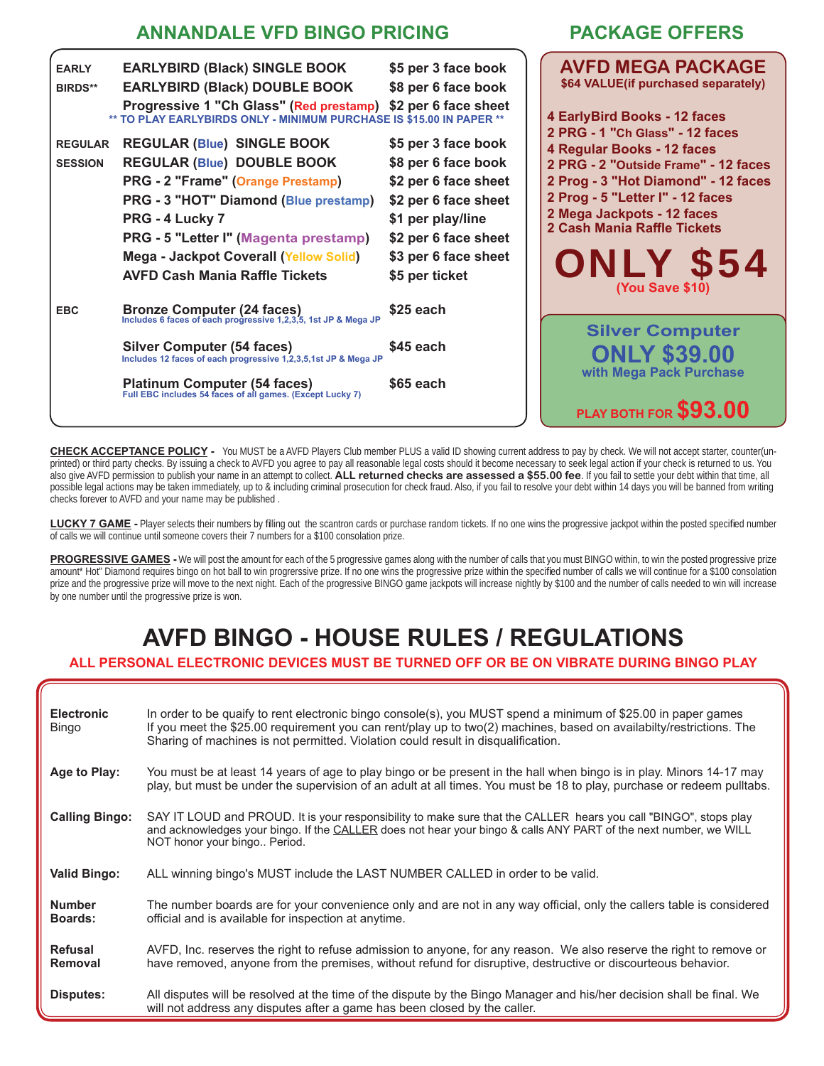## ANNANDALE VFD BINGO PRICING

| | | |
|---|---|---|
| EARLY BIRDS** | EARLYBIRD (Black) SINGLE BOOK | $5 per 3 face book |
| | EARLYBIRD (Black) DOUBLE BOOK | $8 per 6 face book |
| | Progressive 1 "Ch Glass" (Red prestamp) | $2 per 6 face sheet |
| | ** TO PLAY EARLYBIRDS ONLY - MINIMUM PURCHASE IS $15.00 IN PAPER ** | |
| REGULAR SESSION | REGULAR (Blue) SINGLE BOOK | $5 per 3 face book |
| | REGULAR (Blue) DOUBLE BOOK | $8 per 6 face book |
| | PRG - 2 "Frame" (Orange Prestamp) | $2 per 6 face sheet |
| | PRG - 3 "HOT" Diamond (Blue prestamp) | $2 per 6 face sheet |
| | PRG - 4 Lucky 7 | $1 per play/line |
| | PRG - 5 "Letter I" (Magenta prestamp) | $2 per 6 face sheet |
| | Mega - Jackpot Coverall (Yellow Solid) | $3 per 6 face sheet |
| | AVFD Cash Mania Raffle Tickets | $5 per ticket |
| EBC | Bronze Computer (24 faces) Includes 6 faces of each progressive 1,2,3,5, 1st JP & Mega JP | $25 each |
| | Silver Computer (54 faces) Includes 12 faces of each progressive 1,2,3,5,1st JP & Mega JP | $45 each |
| | Platinum Computer (54 faces) Full EBC includes 54 faces of all games. (Except Lucky 7) | $65 each |

## PACKAGE OFFERS

**AVFD MEGA PACKAGE**
$64 VALUE(if purchased separately)

- 4 EarlyBird Books - 12 faces
- 2 PRG - 1 "Ch Glass" - 12 faces
- 4 Regular Books - 12 faces
- 2 PRG - 2 "Outside Frame" - 12 faces
- 2 Prog - 3 "Hot Diamond" - 12 faces
- 2 Prog - 5 "Letter I" - 12 faces
- 2 Mega Jackpots - 12 faces
- 2 Cash Mania Raffle Tickets

**ONLY $54**
(You Save $10)

**Silver Computer**
**ONLY $39.00**
with Mega Pack Purchase

**PLAY BOTH FOR $93.00**

**CHECK ACCEPTANCE POLICY -** You MUST be a AVFD Players Club member PLUS a valid ID showing current address to pay by check. We will not accept starter, counter(unprinted) or third party checks. By issuing a check to AVFD you agree to pay all reasonable legal costs should it become necessary to seek legal action if your check is returned to us. You also give AVFD permission to publish your name in an attempt to collect. **ALL returned checks are assessed a $55.00 fee**. If you fail to settle your debt within that time, all possible legal actions may be taken immediately, up to & including criminal prosecution for check fraud. Also, if you fail to resolve your debt within 14 days you will be banned from writing checks forever to AVFD and your name may be published .

**LUCKY 7 GAME -** Player selects their numbers by filling out the scantron cards or purchase random tickets. If no one wins the progressive jackpot within the posted specified number of calls we will continue until someone covers their 7 numbers for a $100 consolation prize.

**PROGRESSIVE GAMES -** We will post the amount for each of the 5 progressive games along with the number of calls that you must BINGO within, to win the posted progressive prize amount* Hot" Diamond requires bingo on hot ball to win progrerssive prize. If no one wins the progressive prize within the specified number of calls we will continue for a $100 consolation prize and the progressive prize will move to the next night. Each of the progressive BINGO game jackpots will increase nightly by $100 and the number of calls needed to win will increase by one number until the progressive prize is won.

# AVFD BINGO - HOUSE RULES / REGULATIONS

**ALL PERSONAL ELECTRONIC DEVICES MUST BE TURNED OFF OR BE ON VIBRATE DURING BINGO PLAY**

| | |
|---|---|
| **Electronic** Bingo | In order to be quaify to rent electronic bingo console(s), you MUST spend a minimum of $25.00 in paper games If you meet the $25.00 requirement you can rent/play up to two(2) machines, based on availabilty/restrictions. The Sharing of machines is not permitted. Violation could result in disqualification. |
| **Age to Play:** | You must be at least 14 years of age to play bingo or be present in the hall when bingo is in play. Minors 14-17 may play, but must be under the supervision of an adult at all times. You must be 18 to play, purchase or redeem pulltabs. |
| **Calling Bingo:** | SAY IT LOUD and PROUD. It is your responsibility to make sure that the CALLER hears you call "BINGO", stops play and acknowledges your bingo. If the CALLER does not hear your bingo & calls ANY PART of the next number, we WILL NOT honor your bingo.. Period. |
| **Valid Bingo:** | ALL winning bingo's MUST include the LAST NUMBER CALLED in order to be valid. |
| **Number Boards:** | The number boards are for your convenience only and are not in any way official, only the callers table is considered official and is available for inspection at anytime. |
| **Refusal Removal** | AVFD, Inc. reserves the right to refuse admission to anyone, for any reason. We also reserve the right to remove or have removed, anyone from the premises, without refund for disruptive, destructive or discourteous behavior. |
| **Disputes:** | All disputes will be resolved at the time of the dispute by the Bingo Manager and his/her decision shall be final. We will not address any disputes after a game has been closed by the caller. |